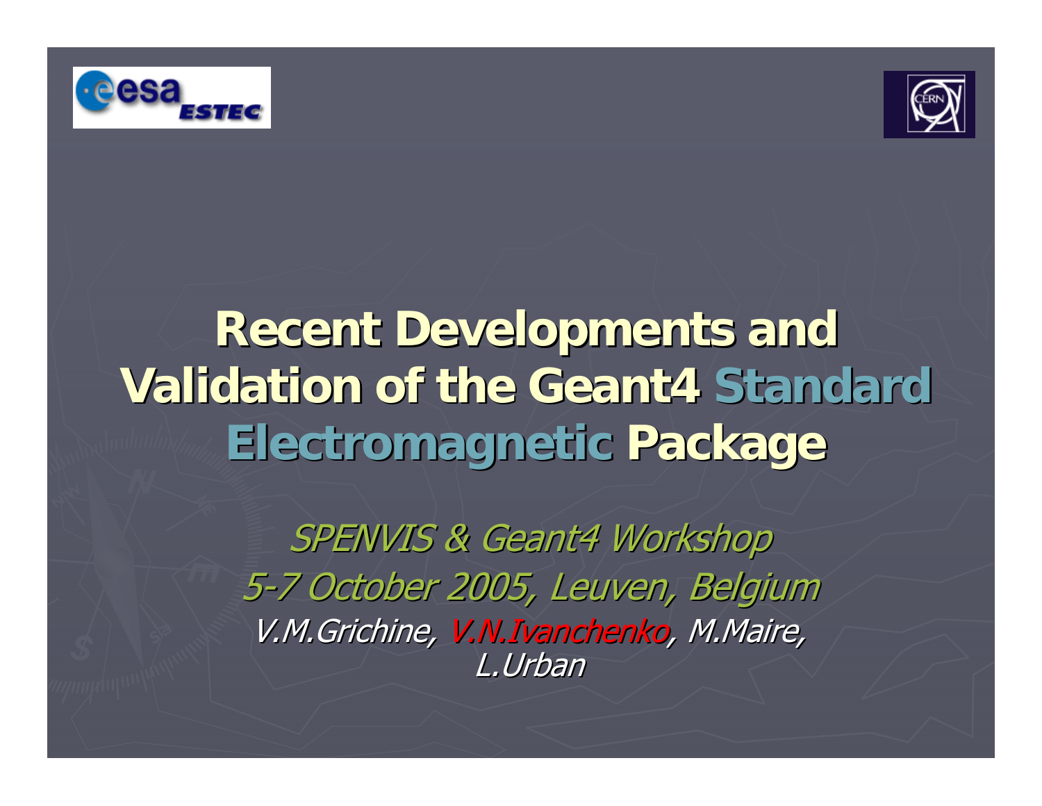# Recent Developments and Validation of the Geant4 Standard Electromagnetic Package

*SPENVIS & Geant4 Workshop*

*5-7 October 2005, Leuven, Belgium*

*V.M.Grichine, V.N.Ivanchenko, M.Maire, L.Urban*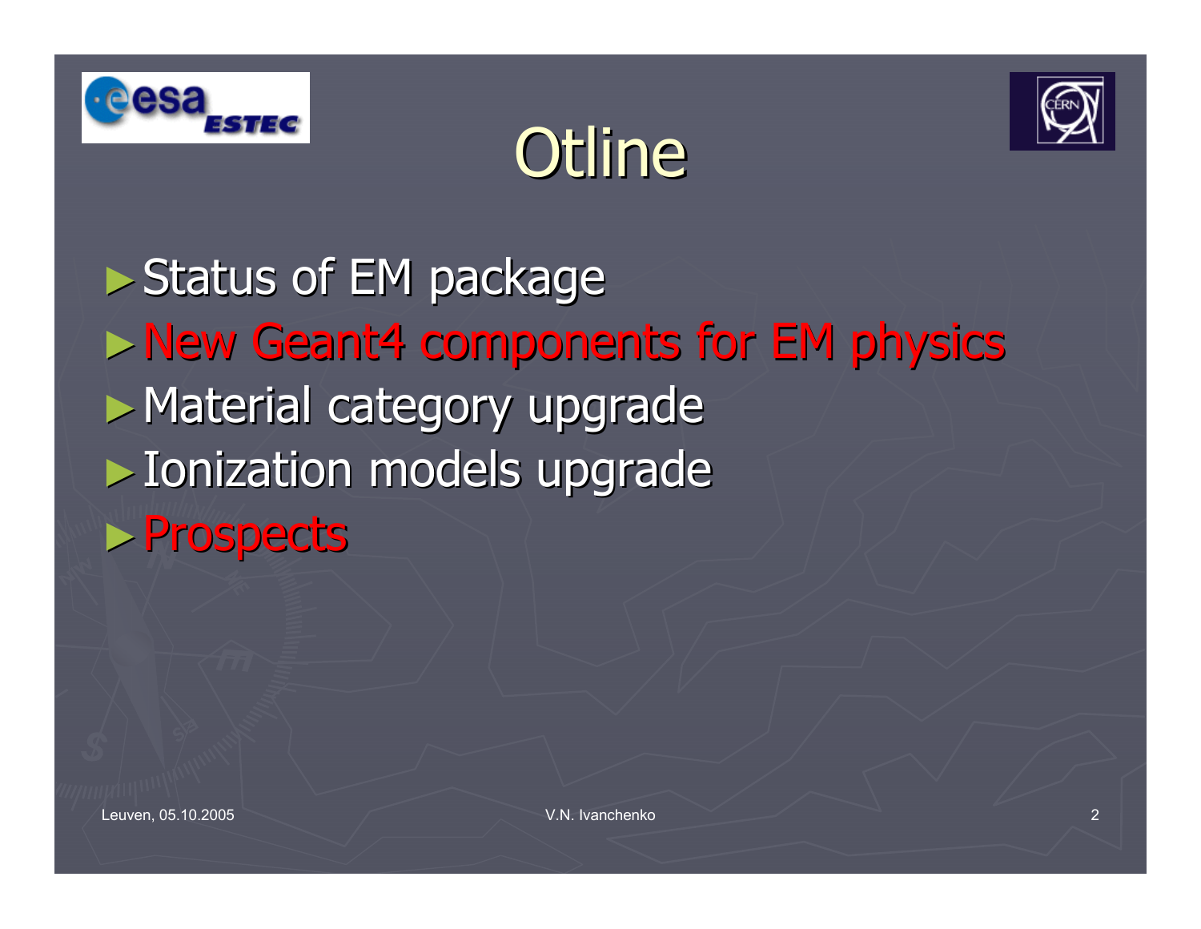# Otline

- Status of EM package
- New Geant4 components for EM physics
- Material category upgrade
- Ionization models upgrade
- Prospects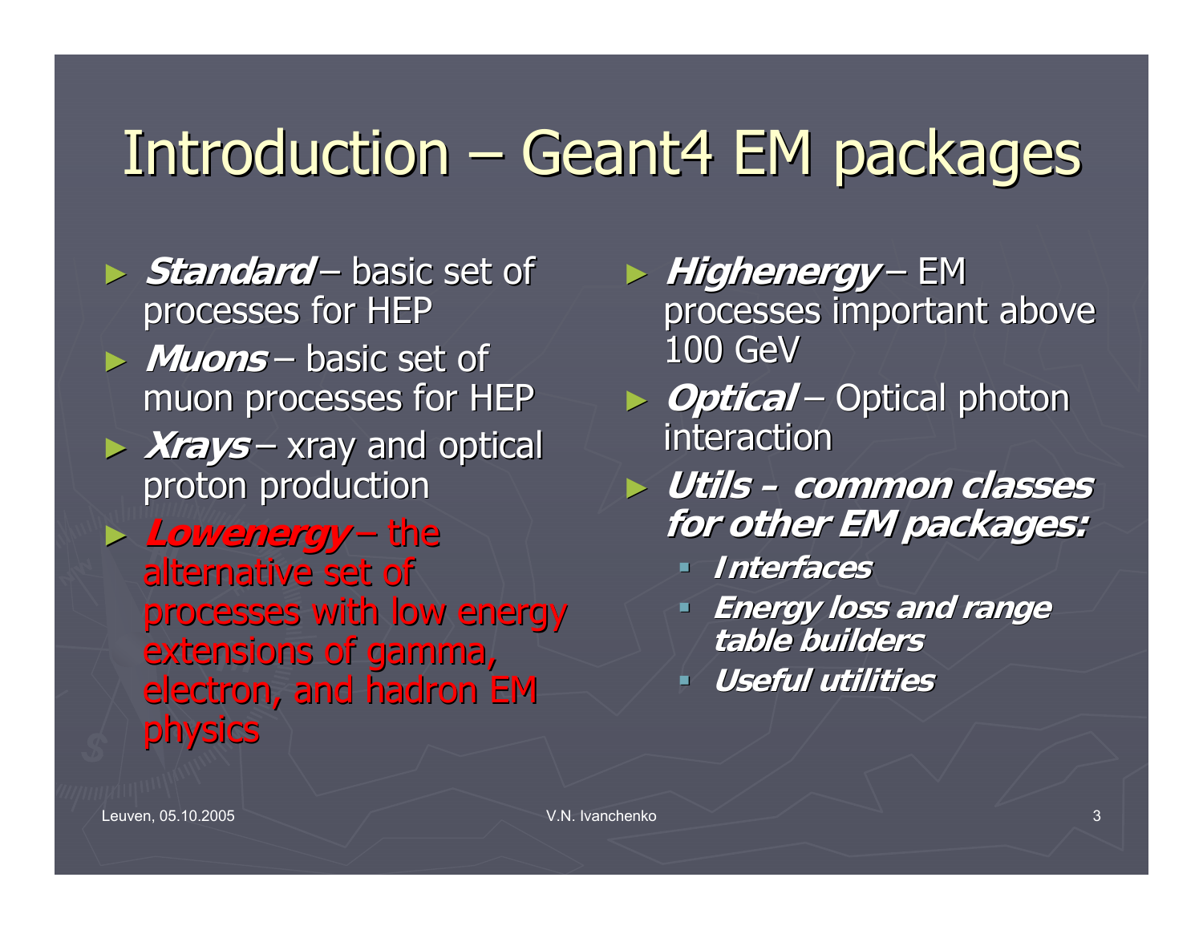# Introduction – Geant4 EM packages

- ***Standard*** – basic set of processes for HEP
- ***Muons*** – basic set of muon processes for HEP
- ***Xrays*** – xray and optical proton production
- ***Lowenergy*** – the alternative set of processes with low energy extensions of gamma, electron, and hadron EM physics
- ***Highenergy*** – EM processes important above 100 GeV
- ***Optical*** – Optical photon interaction
- ***Utils – common classes for other EM packages:***
  - ***Interfaces***
  - ***Energy loss and range table builders***
  - ***Useful utilities***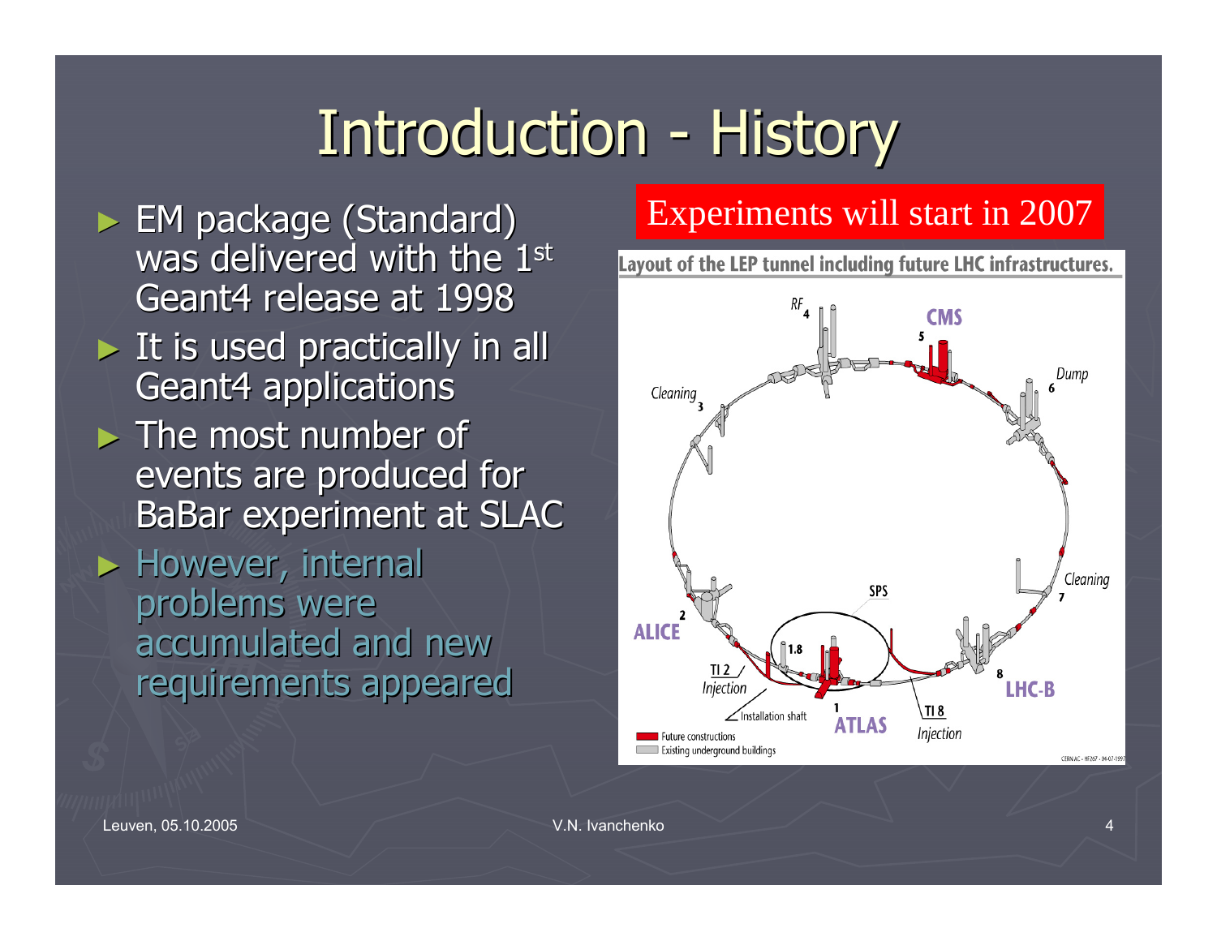# Introduction - History

- EM package (Standard) was delivered with the 1st Geant4 release at 1998
- It is used practically in all Geant4 applications
- The most number of events are produced for BaBar experiment at SLAC
- However, internal problems were accumulated and new requirements appeared

Experiments will start in 2007

Layout of the LEP tunnel including future LHC infrastructures.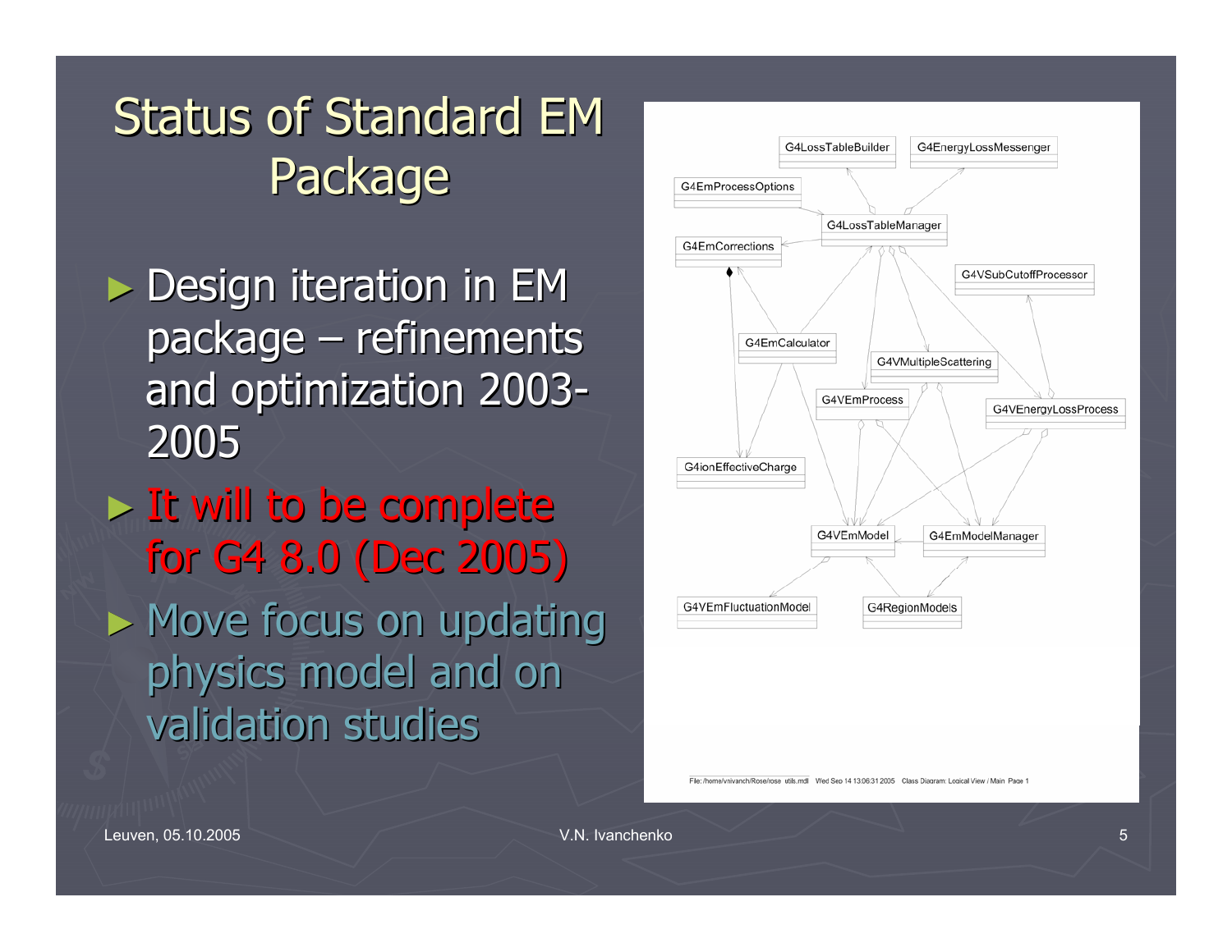# Status of Standard EM Package

- Design iteration in EM package – refinements and optimization 2003-2005
- It will to be complete for G4 8.0 (Dec 2005)
- Move focus on updating physics model and on validation studies

G4LossTableBuilder
G4EnergyLossMessenger
G4EmProcessOptions
G4LossTableManager
G4EmCorrections
G4VSubCutoffProcessor
G4EmCalculator
G4VMultipleScattering
G4VEmProcess
G4VEnergyLossProcess
G4ionEffectiveCharge
G4VEmModel
G4EmModelManager
G4VEmFluctuationModel
G4RegionModels

File: /home/vnivanch/Rose/rose_utils.mdl Wed Sep 14 13:06:31 2005 Class Diagram: Logical View / Main Page 1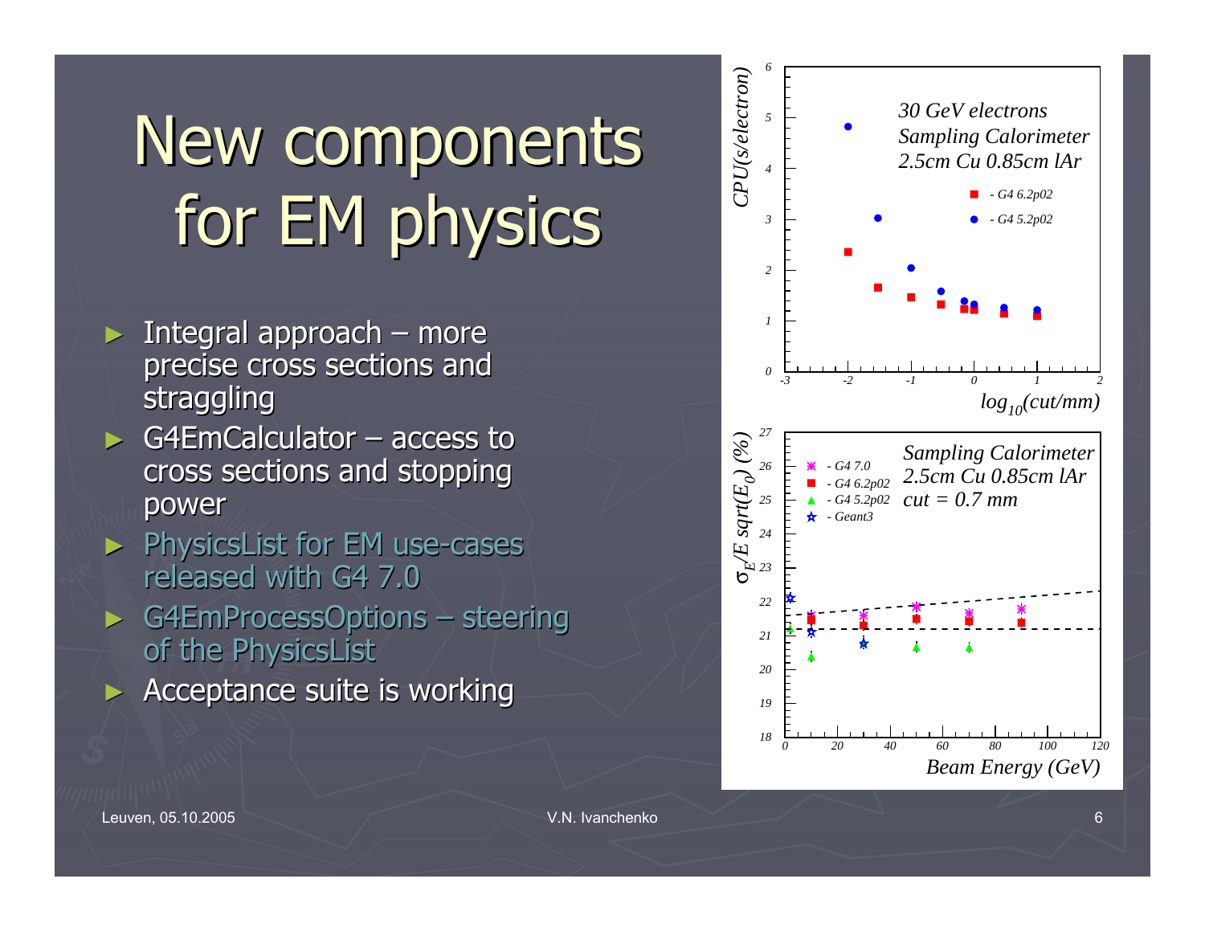# New components for EM physics

- Integral approach – more precise cross sections and straggling
- G4EmCalculator – access to cross sections and stopping power
- PhysicsList for EM use-cases released with G4 7.0
- G4EmProcessOptions – steering of the PhysicsList
- Acceptance suite is working

*30 GeV electrons*
*Sampling Calorimeter*
*2.5cm Cu 0.85cm lAr*

- G4 6.2p02
- G4 5.2p02

CPU(s/electron) vs. $log_{10}$(cut/mm)

*Sampling Calorimeter*
*2.5cm Cu 0.85cm lAr*
*cut = 0.7 mm*

- G4 7.0
- G4 6.2p02
- G4 5.2p02
- Geant3

$\sigma_E/E\ sqrt(E_0)$ (%) vs. Beam Energy (GeV)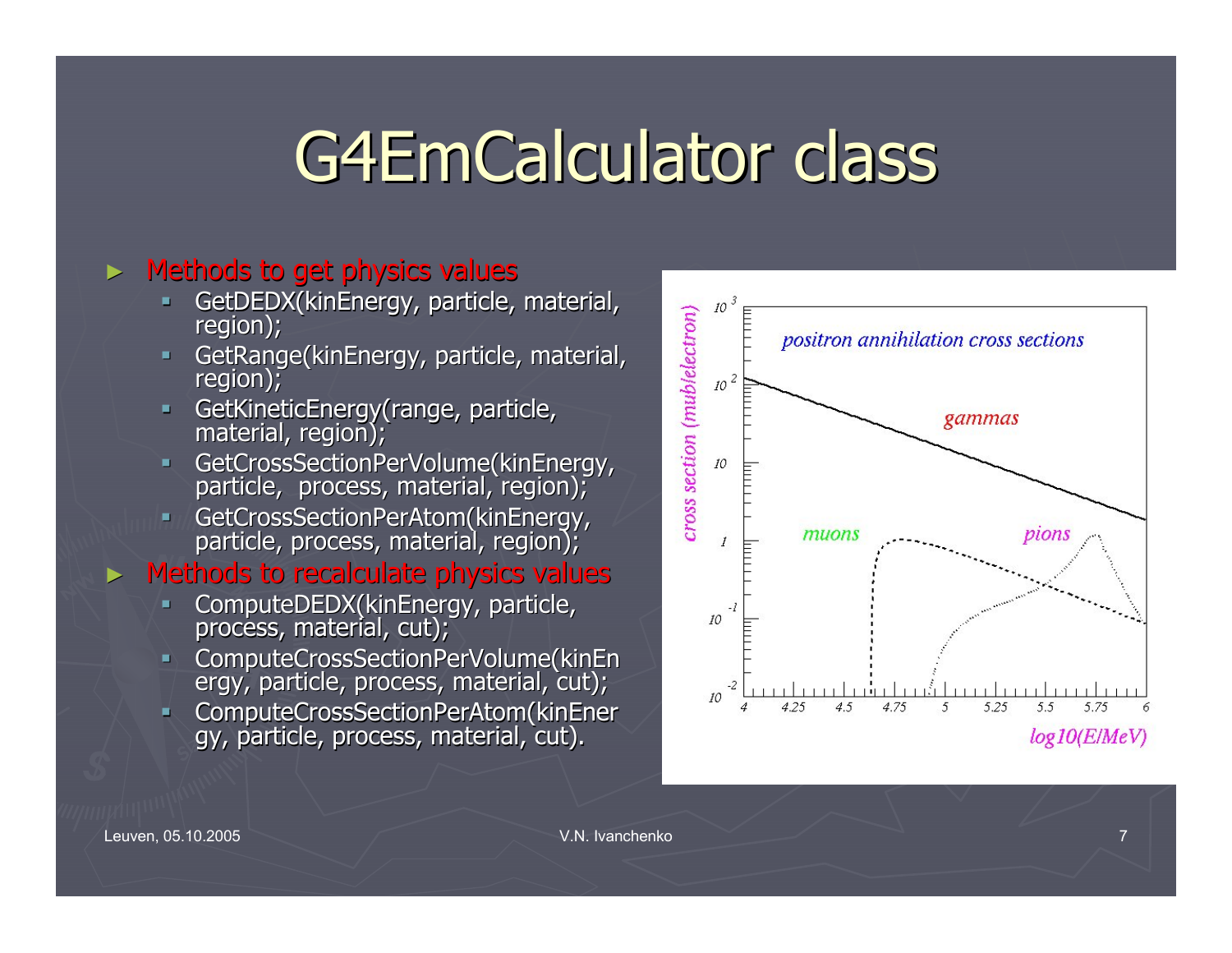# G4EmCalculator class

- Methods to get physics values
  - GetDEDX(kinEnergy, particle, material, region);
  - GetRange(kinEnergy, particle, material, region);
  - GetKineticEnergy(range, particle, material, region);
  - GetCrossSectionPerVolume(kinEnergy, particle, process, material, region);
  - GetCrossSectionPerAtom(kinEnergy, particle, process, material, region);
- Methods to recalculate physics values
  - ComputeDEDX(kinEnergy, particle, process, material, cut);
  - ComputeCrossSectionPerVolume(kinEnergy, particle, process, material, cut);
  - ComputeCrossSectionPerAtom(kinEnergy, particle, process, material, cut).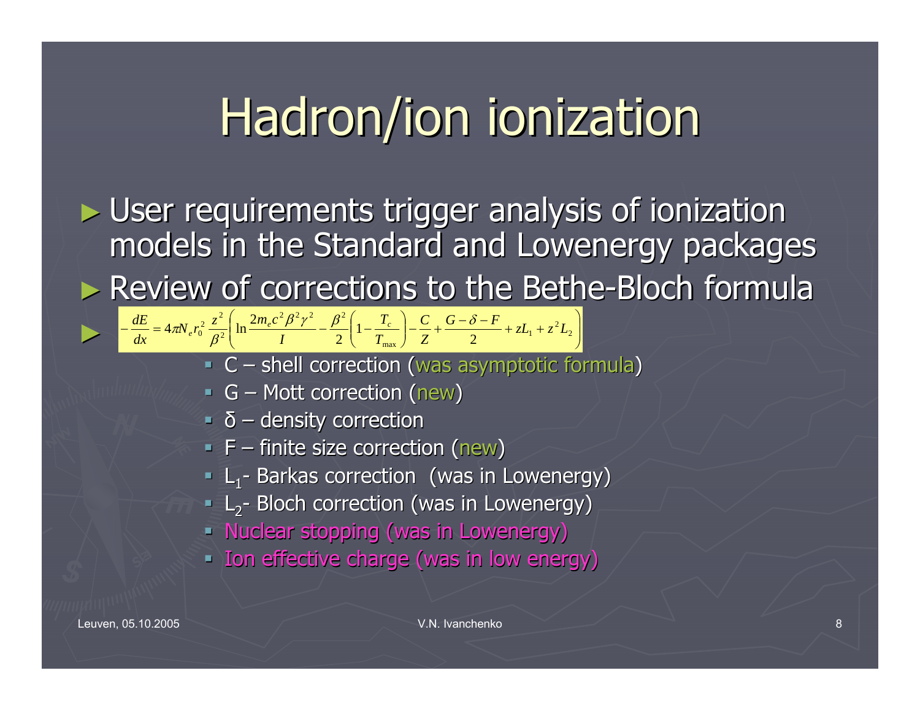# Hadron/ion ionization

- User requirements trigger analysis of ionization models in the Standard and Lowenergy packages
- Review of corrections to the Bethe-Bloch formula
- $$-\frac{dE}{dx} = 4\pi N_e r_0^2 \frac{z^2}{\beta^2}\left(\ln\frac{2m_e c^2\beta^2\gamma^2}{I} - \frac{\beta^2}{2}\left(1-\frac{T_c}{T_{\max}}\right) - \frac{C}{Z} + \frac{G-\delta-F}{2} + zL_1 + z^2 L_2\right)$$
  - C – shell correction (was asymptotic formula)
  - G – Mott correction (new)
  - δ – density correction
  - F – finite size correction (new)
  - $L_1$- Barkas correction (was in Lowenergy)
  - $L_2$- Bloch correction (was in Lowenergy)
  - Nuclear stopping (was in Lowenergy)
  - Ion effective charge (was in low energy)

Leuven, 05.10.2005 V.N. Ivanchenko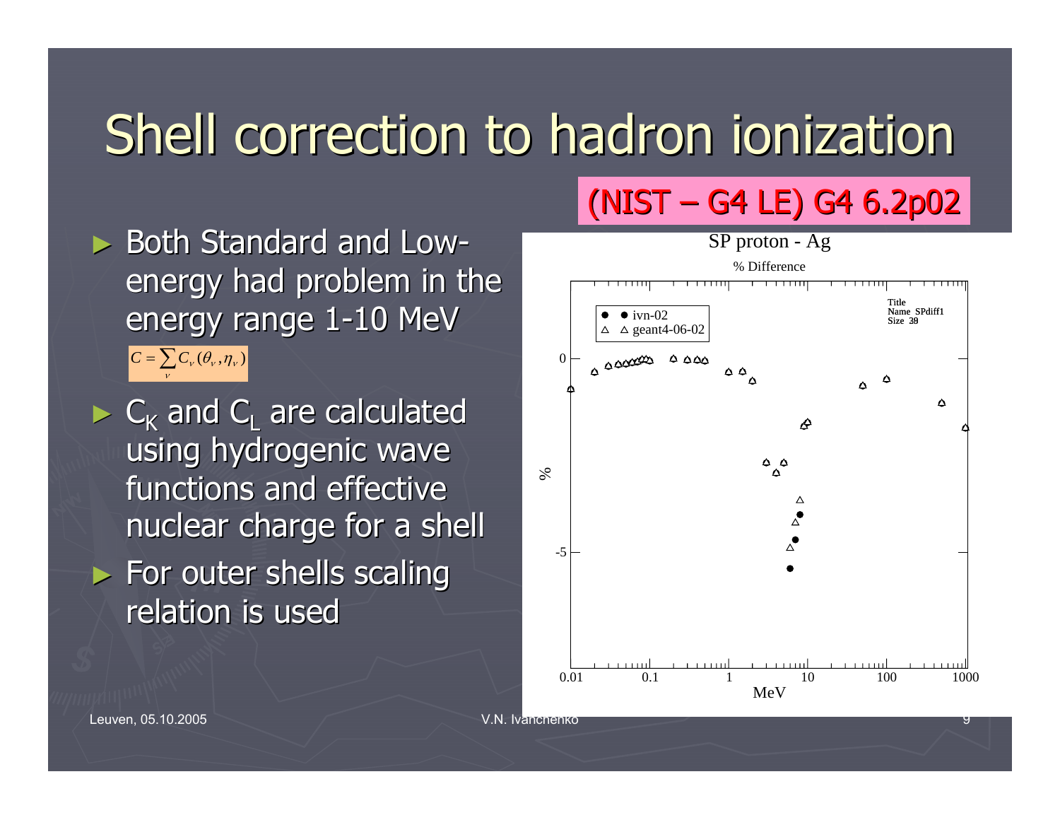# Shell correction to hadron ionization

(NIST – G4 LE) G4 6.2p02

- Both Standard and Low-energy had problem in the energy range 1-10 MeV

$$C = \sum_{\nu} C_{\nu}(\theta_{\nu}, \eta_{\nu})$$

- $C_K$ and $C_L$ are calculated using hydrogenic wave functions and effective nuclear charge for a shell
- For outer shells scaling relation is used

SP proton - Ag

% Difference

● ivn-02
△ geant4-06-02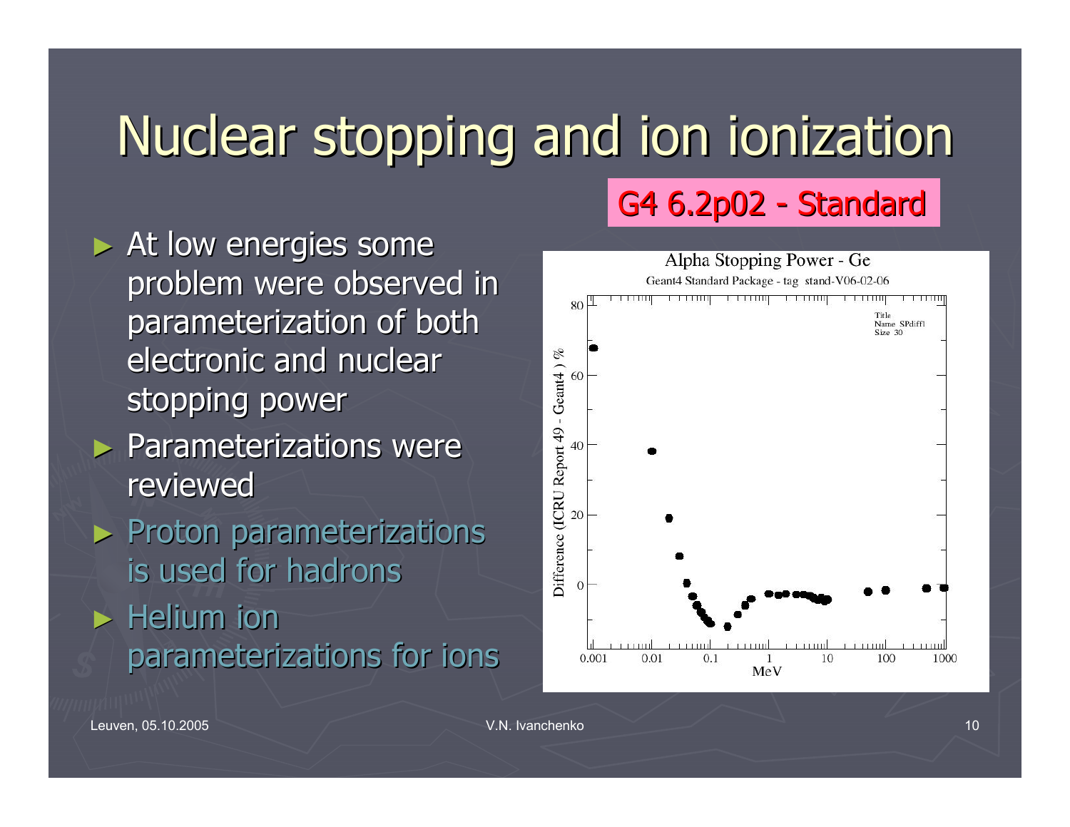# Nuclear stopping and ion ionization

G4 6.2p02 - Standard

- At low energies some problem were observed in parameterization of both electronic and nuclear stopping power
- Parameterizations were reviewed
- Proton parameterizations is used for hadrons
- Helium ion parameterizations for ions

Alpha Stopping Power - Ge

Geant4 Standard Package - tag stand-V06-02-06

Title
Name SPdiff1
Size 30

Difference (ICRU Report 49 - Geant4 ) %

MeV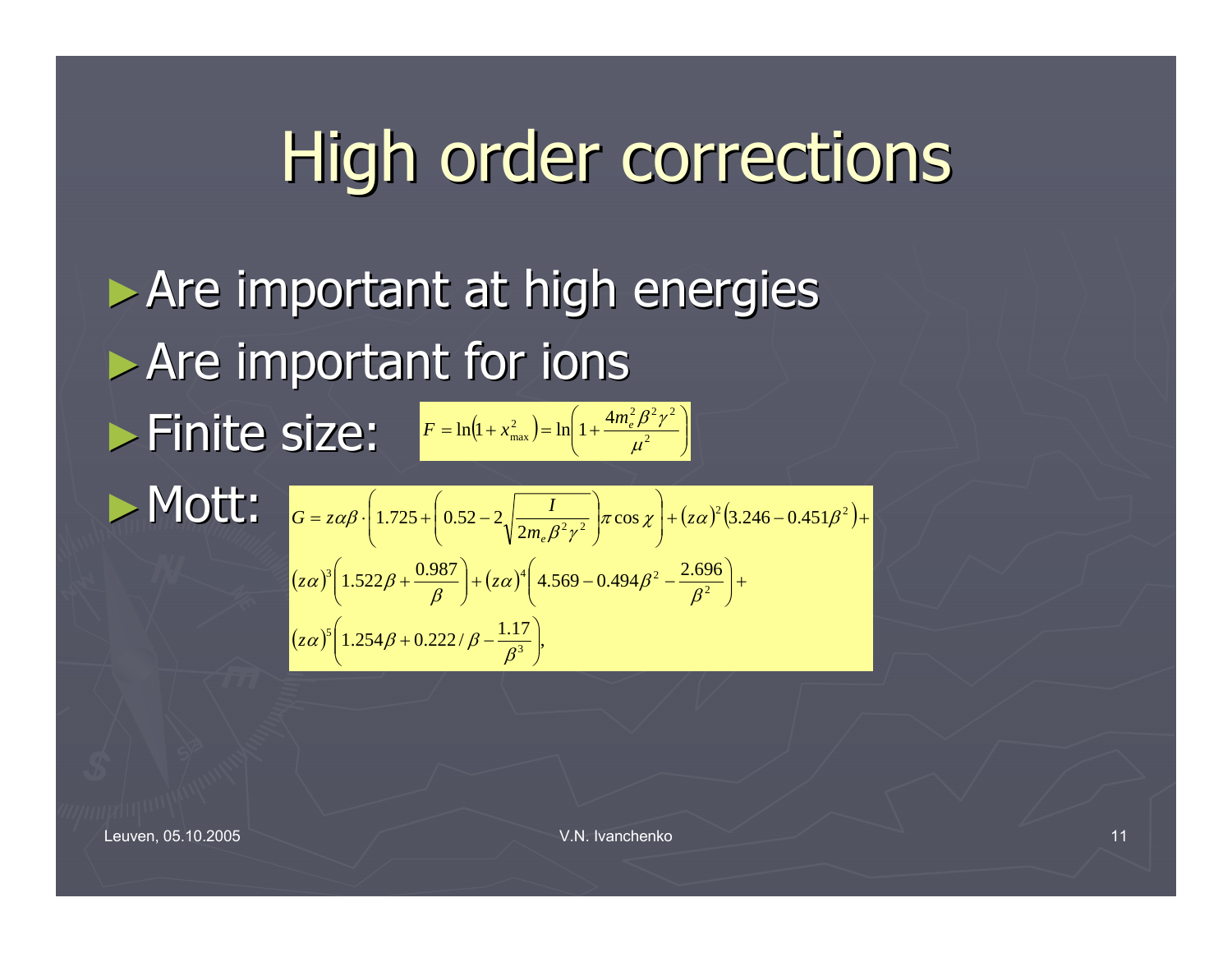# High order corrections

- Are important at high energies
- Are important for ions
- Finite size: $F = \ln\left(1 + x_{\max}^2\right) = \ln\left(1 + \frac{4m_e^2\beta^2\gamma^2}{\mu^2}\right)$
- Mott:

$$G = z\alpha\beta \cdot \left(1.725 + \left(0.52 - 2\sqrt{\frac{I}{2m_e\beta^2\gamma^2}}\right)\pi\cos\chi\right) + (z\alpha)^2\left(3.246 - 0.451\beta^2\right) +$$
$$(z\alpha)^3\left(1.522\beta + \frac{0.987}{\beta}\right) + (z\alpha)^4\left(4.569 - 0.494\beta^2 - \frac{2.696}{\beta^2}\right) +$$
$$(z\alpha)^5\left(1.254\beta + 0.222/\beta - \frac{1.17}{\beta^3}\right),$$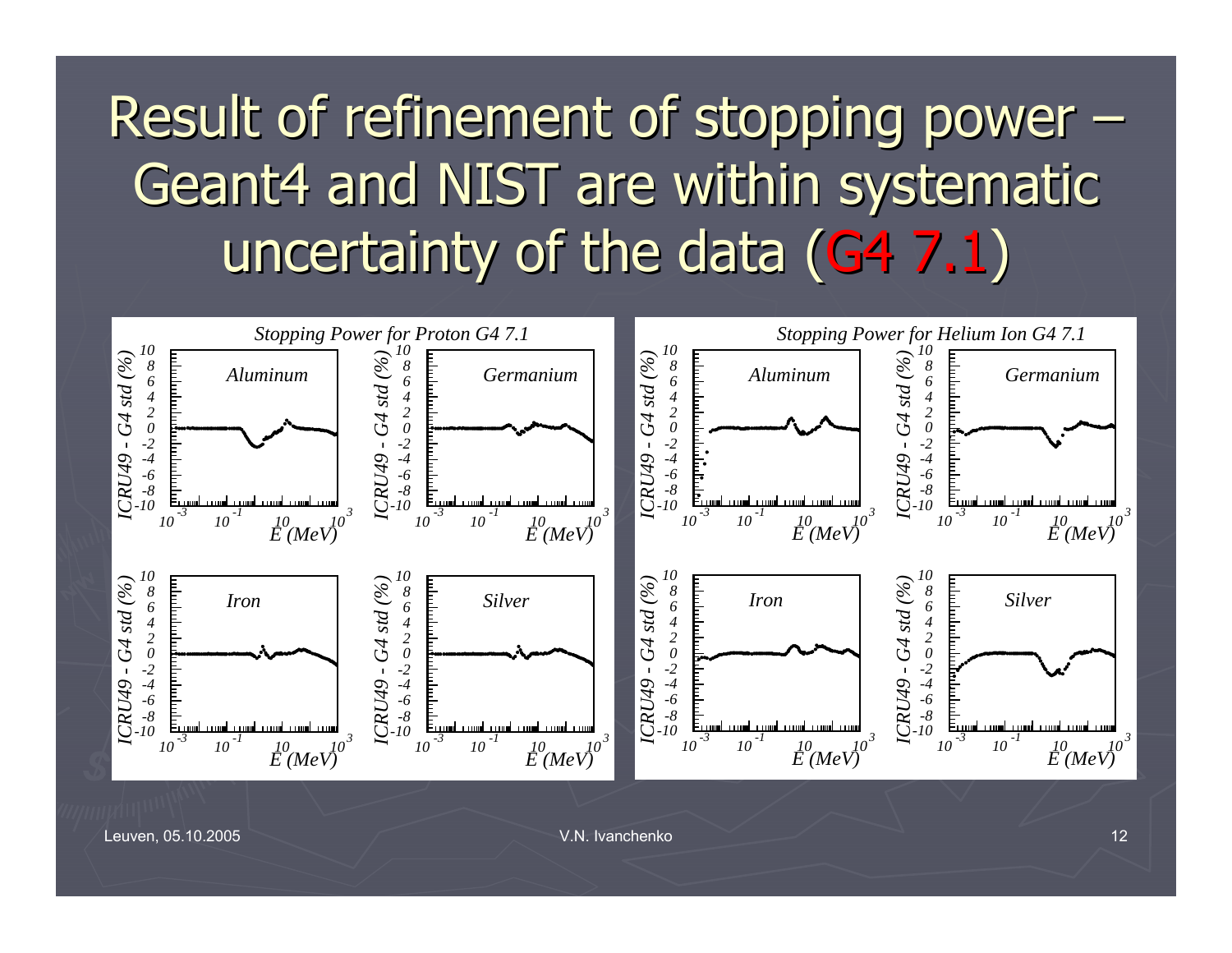# Result of refinement of stopping power – Geant4 and NIST are within systematic uncertainty of the data (G4 7.1)

**Stopping Power for Proton G4 7.1**

- Aluminum
- Germanium
- Iron
- Silver

Axes: ICRU49 - G4 std (%) vs. E (MeV), from $10^{-3}$ to $10^{3}$; vertical range -10 to 10.

**Stopping Power for Helium Ion G4 7.1**

- Aluminum
- Germanium
- Iron
- Silver

Axes: ICRU49 - G4 std (%) vs. E (MeV), from $10^{-3}$ to $10^{3}$; vertical range -10 to 10.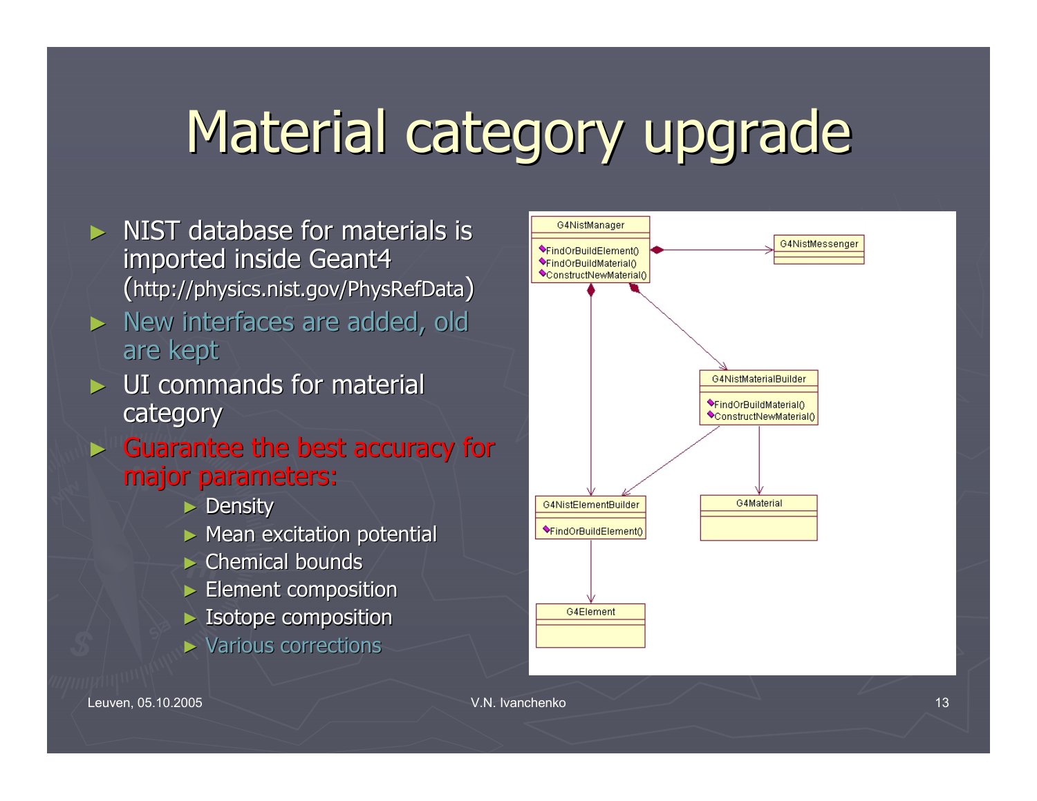# Material category upgrade

- NIST database for materials is imported inside Geant4 (http://physics.nist.gov/PhysRefData)
- New interfaces are added, old are kept
- UI commands for material category
- Guarantee the best accuracy for major parameters:
  - Density
  - Mean excitation potential
  - Chemical bounds
  - Element composition
  - Isotope composition
  - Various corrections

G4NistManager
- FindOrBuildElement()
- FindOrBuildMaterial()
- ConstructNewMaterial()

G4NistMessenger

G4NistMaterialBuilder
- FindOrBuildMaterial()
- ConstructNewMaterial()

G4NistElementBuilder
- FindOrBuildElement()

G4Material

G4Element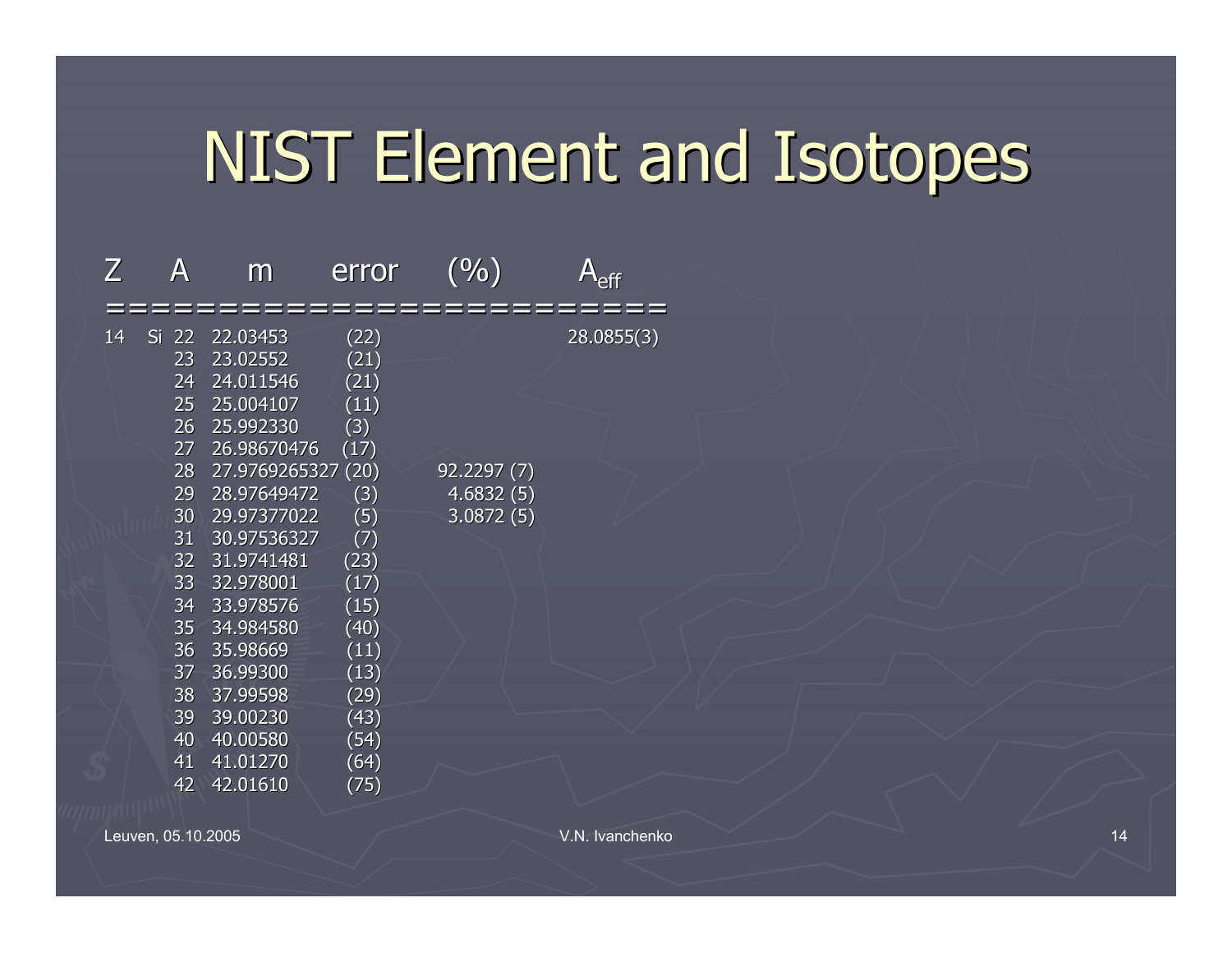# NIST Element and Isotopes

| Z | | A | m | error | (%) | $A_{eff}$ |
|---|---|---|---|---|---|---|
| 14 | Si | 22 | 22.03453 | (22) | | 28.0855(3) |
| | | 23 | 23.02552 | (21) | | |
| | | 24 | 24.011546 | (21) | | |
| | | 25 | 25.004107 | (11) | | |
| | | 26 | 25.992330 | (3) | | |
| | | 27 | 26.98670476 | (17) | | |
| | | 28 | 27.9769265327 | (20) | 92.2297 (7) | |
| | | 29 | 28.97649472 | (3) | 4.6832 (5) | |
| | | 30 | 29.97377022 | (5) | 3.0872 (5) | |
| | | 31 | 30.97536327 | (7) | | |
| | | 32 | 31.9741481 | (23) | | |
| | | 33 | 32.978001 | (17) | | |
| | | 34 | 33.978576 | (15) | | |
| | | 35 | 34.984580 | (40) | | |
| | | 36 | 35.98669 | (11) | | |
| | | 37 | 36.99300 | (13) | | |
| | | 38 | 37.99598 | (29) | | |
| | | 39 | 39.00230 | (43) | | |
| | | 40 | 40.00580 | (54) | | |
| | | 41 | 41.01270 | (64) | | |
| | | 42 | 42.01610 | (75) | | |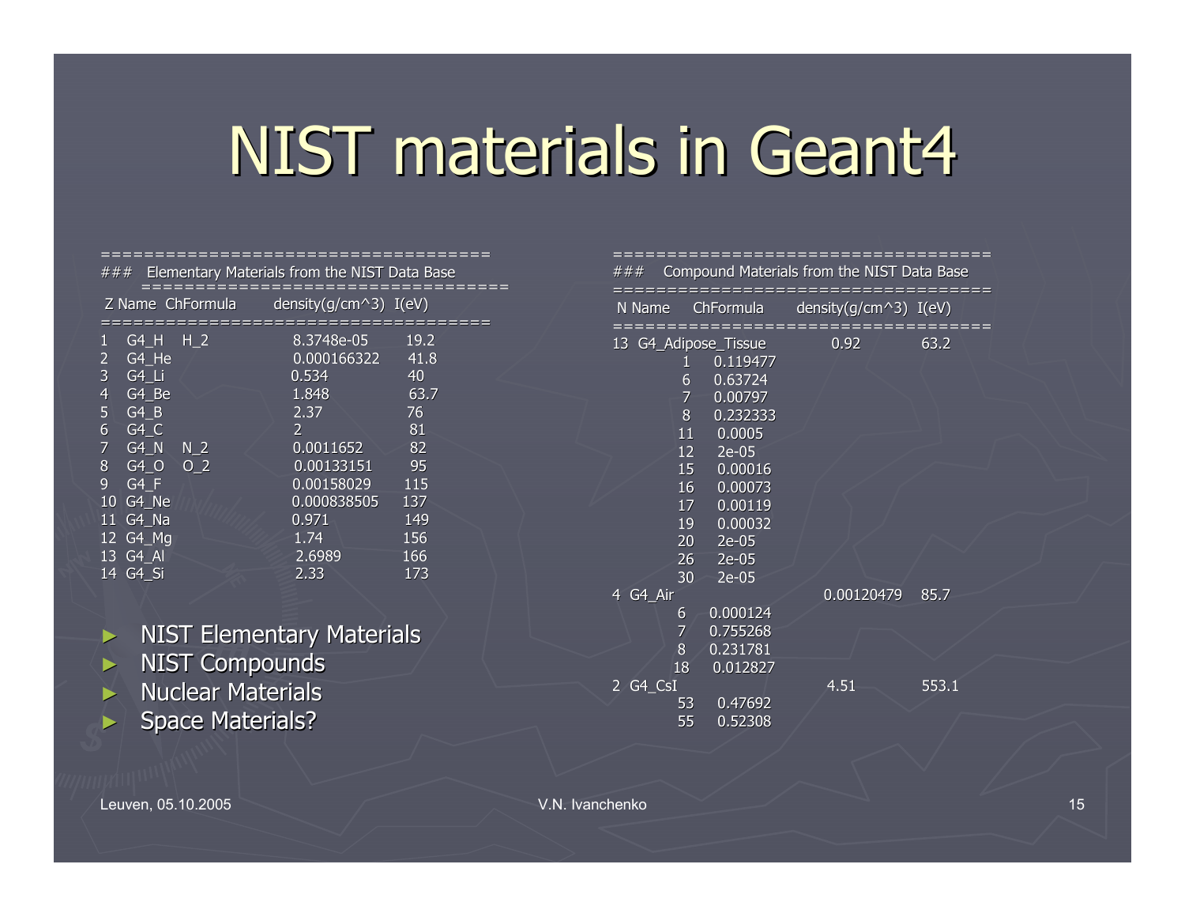# NIST materials in Geant4

```
=====================================
###   Elementary Materials from the NIST Data Base
=====================================
 Z Name  ChFormula        density(g/cm^3)  I(eV)
=====================================
1   G4_H    H_2           8.3748e-05      19.2
2   G4_He                 0.000166322     41.8
3   G4_Li                 0.534           40
4   G4_Be                 1.848           63.7
5   G4_B                  2.37            76
6   G4_C                  2               81
7   G4_N    N_2           0.0011652       82
8   G4_O    O_2           0.00133151      95
9   G4_F                  0.00158029      115
10  G4_Ne                 0.000838505     137
11  G4_Na                 0.971           149
12  G4_Mg                 1.74            156
13  G4_Al                 2.6989          166
14  G4_Si                 2.33            173
```

- NIST Elementary Materials
- NIST Compounds
- Nuclear Materials
- Space Materials?

```
=====================================
###   Compound Materials from the NIST Data Base
=====================================
 N Name      ChFormula       density(g/cm^3)  I(eV)
=====================================
13  G4_Adipose_Tissue          0.92           63.2
         1    0.119477
         6    0.63724
         7    0.00797
         8    0.232333
        11    0.0005
        12    2e-05
        15    0.00016
        16    0.00073
        17    0.00119
        19    0.00032
        20    2e-05
        26    2e-05
        30    2e-05
4  G4_Air                      0.00120479     85.7
         6    0.000124
         7    0.755268
         8    0.231781
        18    0.012827
2  G4_CsI                      4.51           553.1
        53    0.47692
        55    0.52308
```

Leuven, 05.10.2005 V.N. Ivanchenko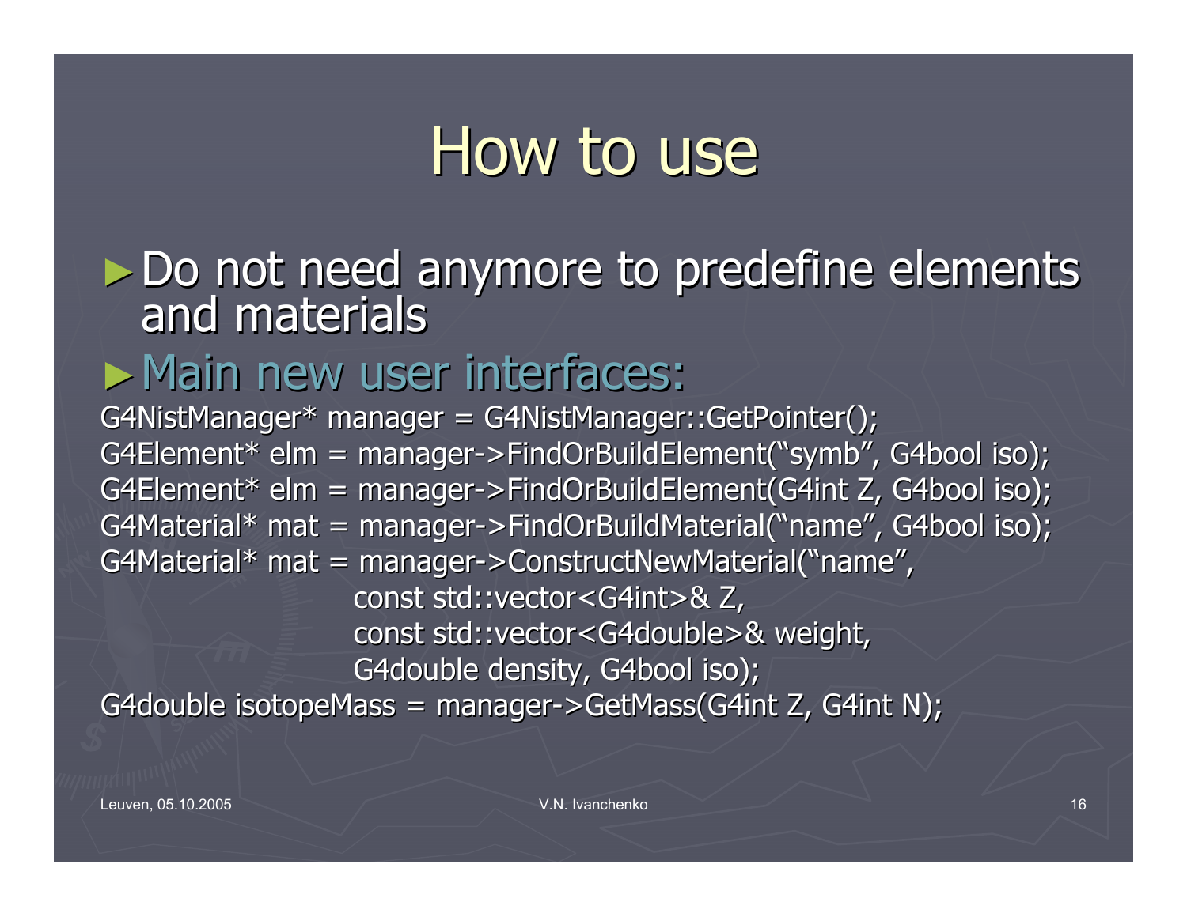# How to use

- Do not need anymore to predefine elements and materials
- Main new user interfaces:

```
G4NistManager* manager = G4NistManager::GetPointer();
G4Element* elm = manager->FindOrBuildElement("symb", G4bool iso);
G4Element* elm = manager->FindOrBuildElement(G4int Z, G4bool iso);
G4Material* mat = manager->FindOrBuildMaterial("name", G4bool iso);
G4Material* mat = manager->ConstructNewMaterial("name",
                    const std::vector<G4int>& Z,
                    const std::vector<G4double>& weight,
                    G4double density, G4bool iso);
G4double isotopeMass = manager->GetMass(G4int Z, G4int N);
```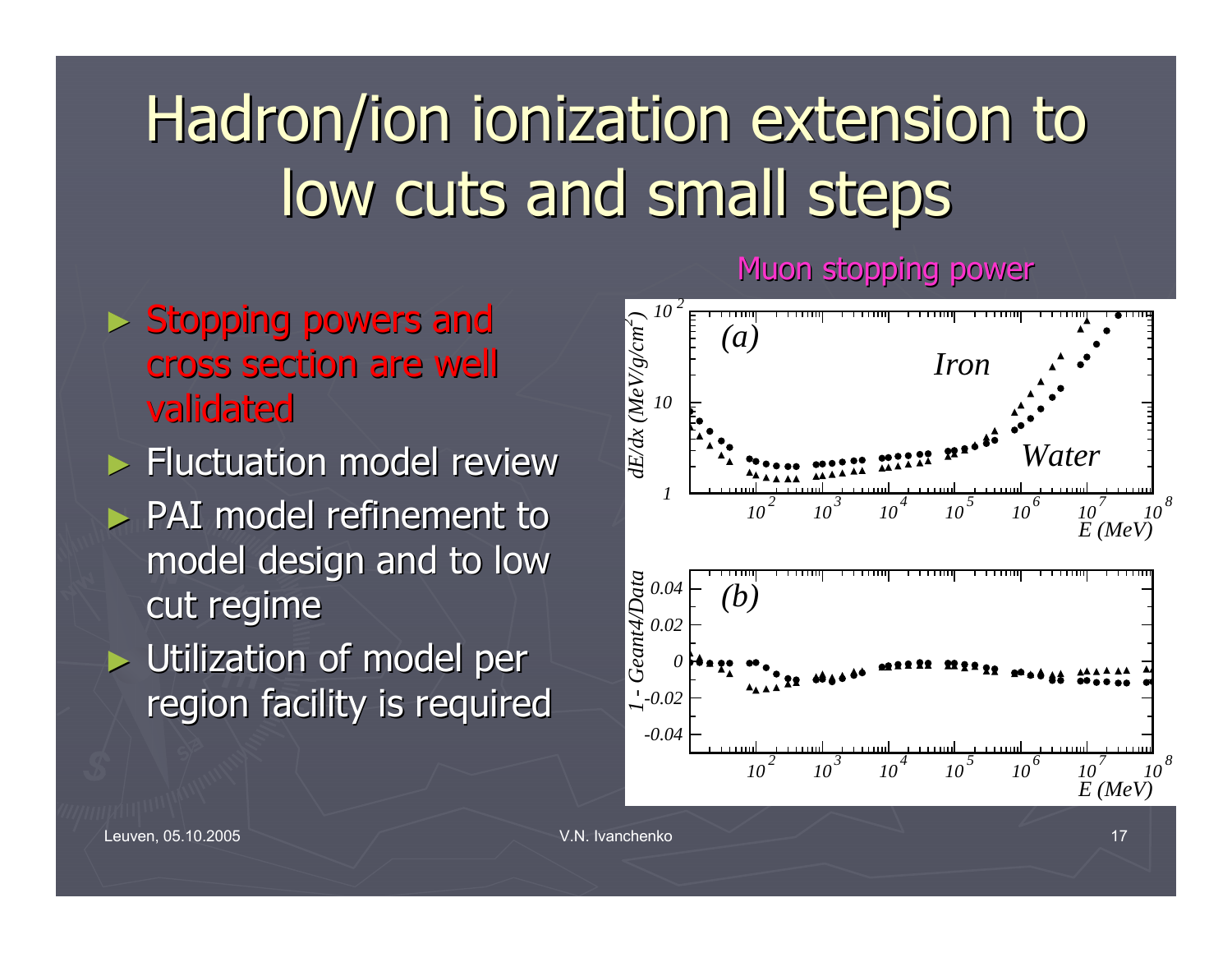# Hadron/ion ionization extension to low cuts and small steps

- Stopping powers and cross section are well validated
- Fluctuation model review
- PAI model refinement to model design and to low cut regime
- Utilization of model per region facility is required

Muon stopping power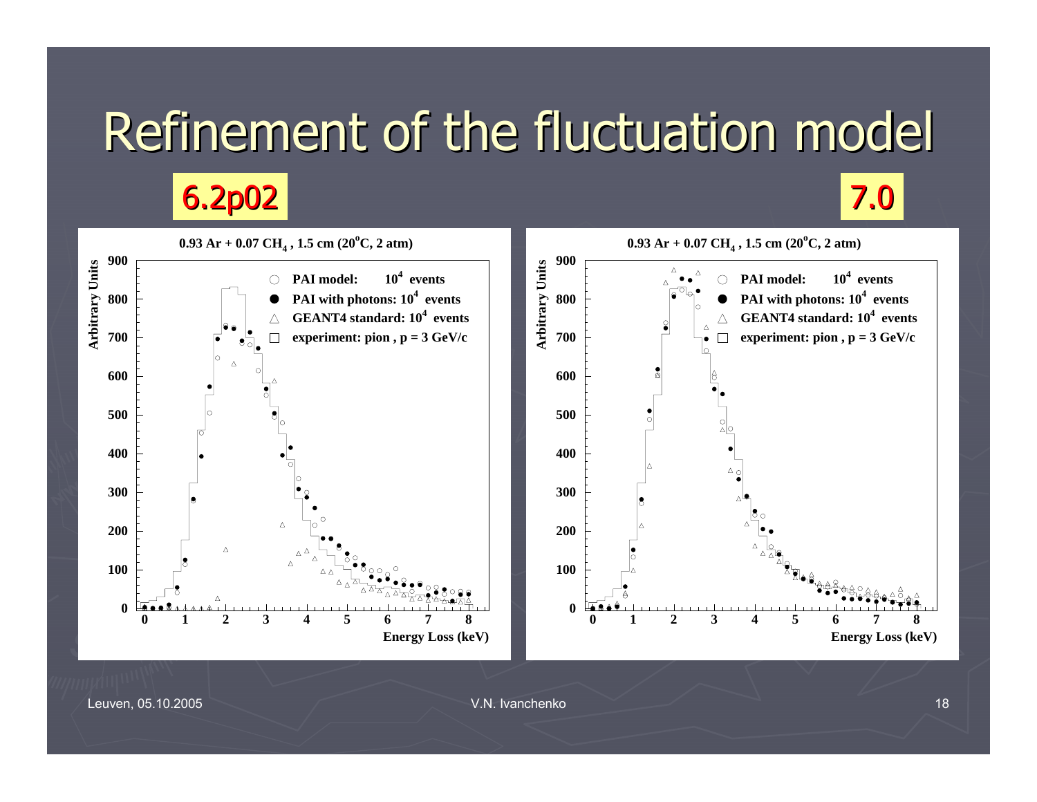# Refinement of the fluctuation model

**6.2p02**

**7.0**

**$0.93\ Ar + 0.07\ CH_4$, 1.5 cm (20°C, 2 atm)**

- PAI model: $10^4$ events
- PAI with photons: $10^4$ events
- GEANT4 standard: $10^4$ events
- experiment: pion, p = 3 GeV/c

Arbitrary Units

Energy Loss (keV)

**$0.93\ Ar + 0.07\ CH_4$, 1.5 cm (20°C, 2 atm)**

- PAI model: $10^4$ events
- PAI with photons: $10^4$ events
- GEANT4 standard: $10^4$ events
- experiment: pion, p = 3 GeV/c

Arbitrary Units

Energy Loss (keV)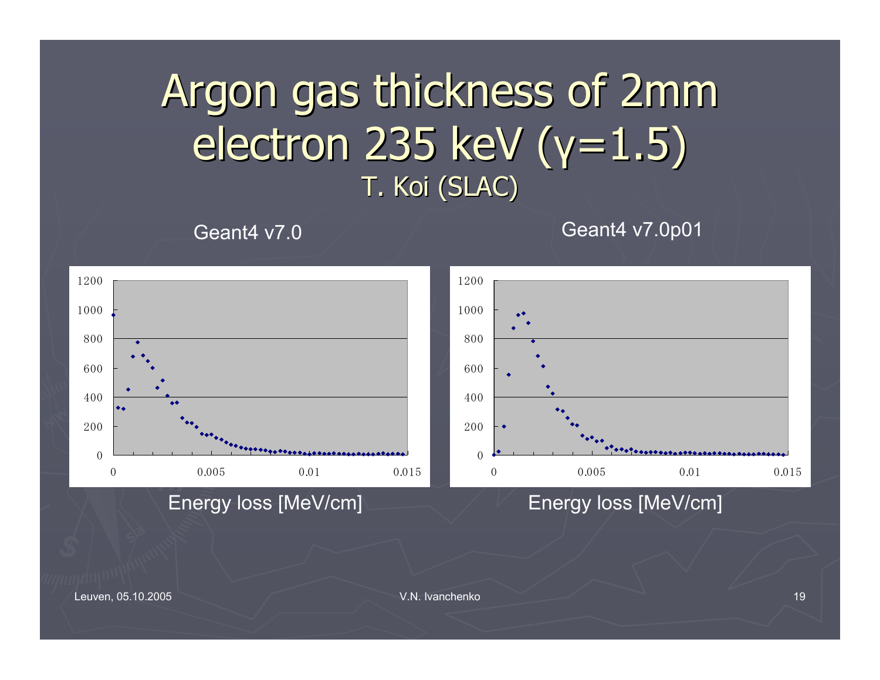# Argon gas thickness of 2mm electron 235 keV ($\gamma$=1.5)

T. Koi (SLAC)

Geant4 v7.0

Geant4 v7.0p01

Energy loss [MeV/cm]

Energy loss [MeV/cm]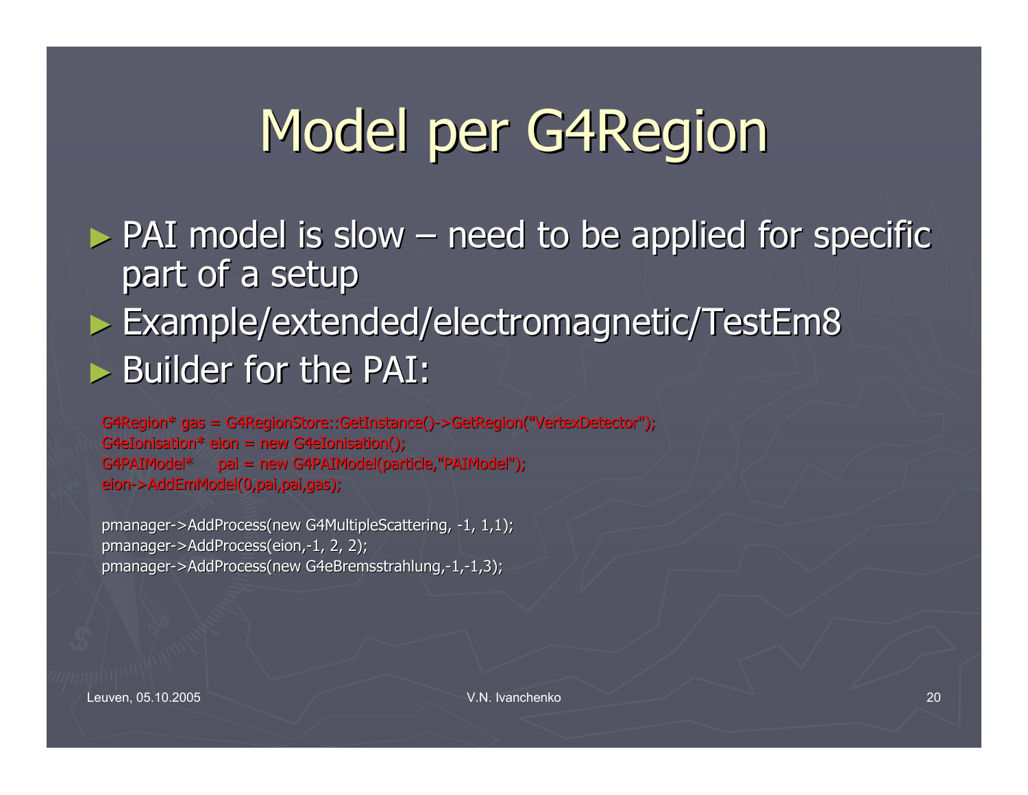# Model per G4Region

- PAI model is slow – need to be applied for specific part of a setup
- Example/extended/electromagnetic/TestEm8
- Builder for the PAI:

```
G4Region* gas = G4RegionStore::GetInstance()->GetRegion("VertexDetector");
G4eIonisation* eion = new G4eIonisation();
G4PAIModel*     pai = new G4PAIModel(particle,"PAIModel");
eion->AddEmModel(0,pai,pai,gas);

pmanager->AddProcess(new G4MultipleScattering, -1, 1,1);
pmanager->AddProcess(eion,-1, 2, 2);
pmanager->AddProcess(new G4eBremsstrahlung,-1,-1,3);
```

Leuven, 05.10.2005 V.N. Ivanchenko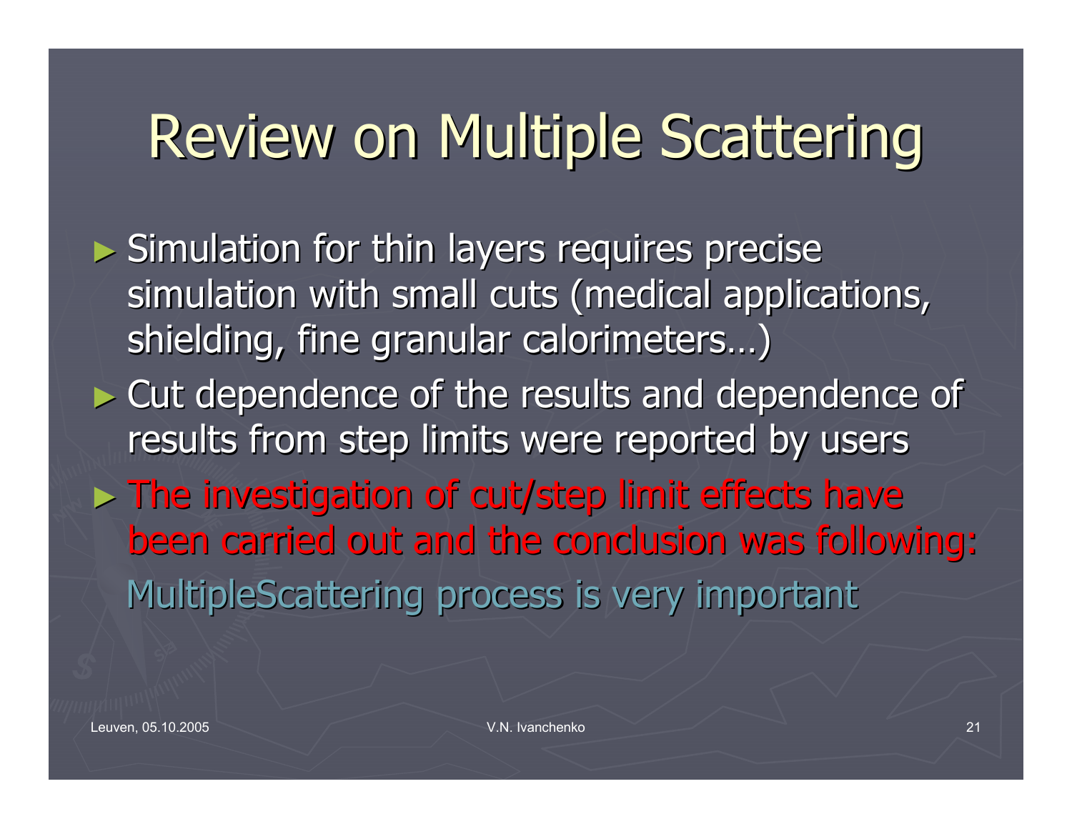# Review on Multiple Scattering

- Simulation for thin layers requires precise simulation with small cuts (medical applications, shielding, fine granular calorimeters…)
- Cut dependence of the results and dependence of results from step limits were reported by users
- The investigation of cut/step limit effects have been carried out and the conclusion was following:

  MultipleScattering process is very important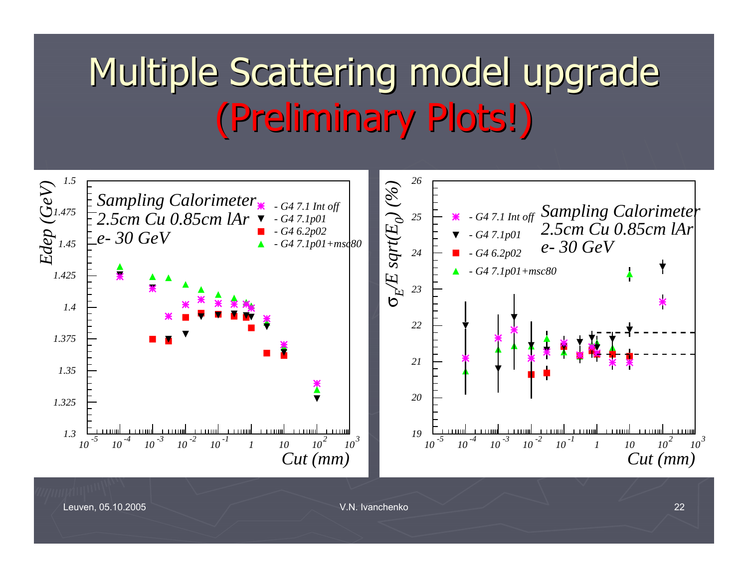# Multiple Scattering model upgrade (Preliminary Plots!)

**Left plot:** Sampling Calorimeter, 2.5cm Cu 0.85cm lAr, e- 30 GeV

- G4 7.1 Int off
- G4 7.1p01
- G4 6.2p02
- G4 7.1p01+msc80

Y-axis: Edep (GeV), 1.3 – 1.5
X-axis: Cut (mm), $10^{-5}$ – $10^{3}$

**Right plot:** Sampling Calorimeter, 2.5cm Cu 0.85cm lAr, e- 30 GeV

- G4 7.1 Int off
- G4 7.1p01
- G4 6.2p02
- G4 7.1p01+msc80

Y-axis: $\sigma_E/E \, sqrt(E_0)$ (%), 19 – 26
X-axis: Cut (mm), $10^{-5}$ – $10^{3}$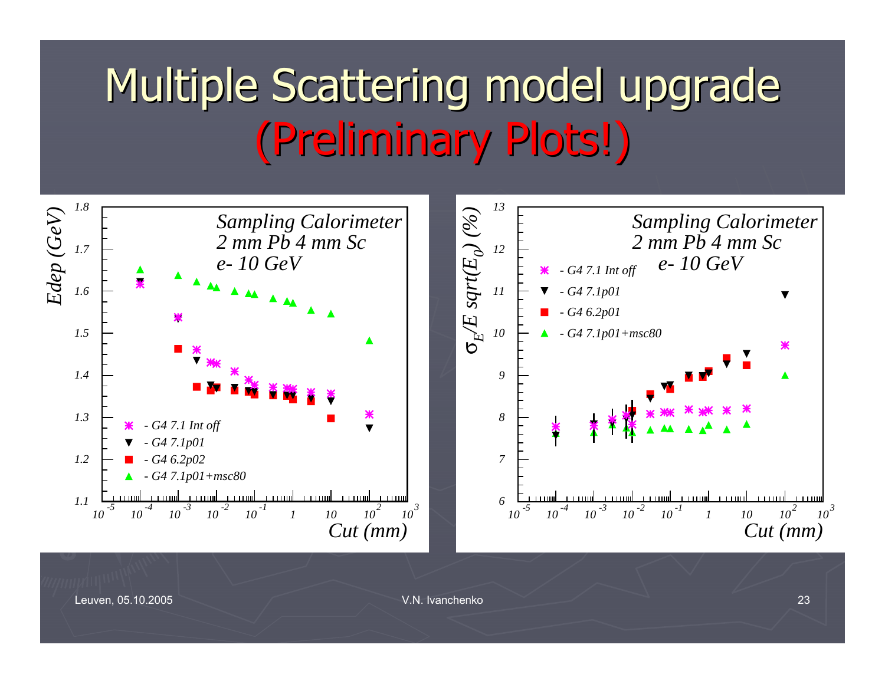# Multiple Scattering model upgrade (Preliminary Plots!)

*Sampling Calorimeter*
*2 mm Pb 4 mm Sc*
*e- 10 GeV*

*Edep (GeV)* vs *Cut (mm)*

- G4 7.1 Int off
- G4 7.1p01
- G4 6.2p02
- G4 7.1p01+msc80

*Sampling Calorimeter*
*2 mm Pb 4 mm Sc*
*e- 10 GeV*

$\sigma_E/E\ sqrt(E_0)$ (%) vs *Cut (mm)*

- G4 7.1 Int off
- G4 7.1p01
- G4 6.2p01
- G4 7.1p01+msc80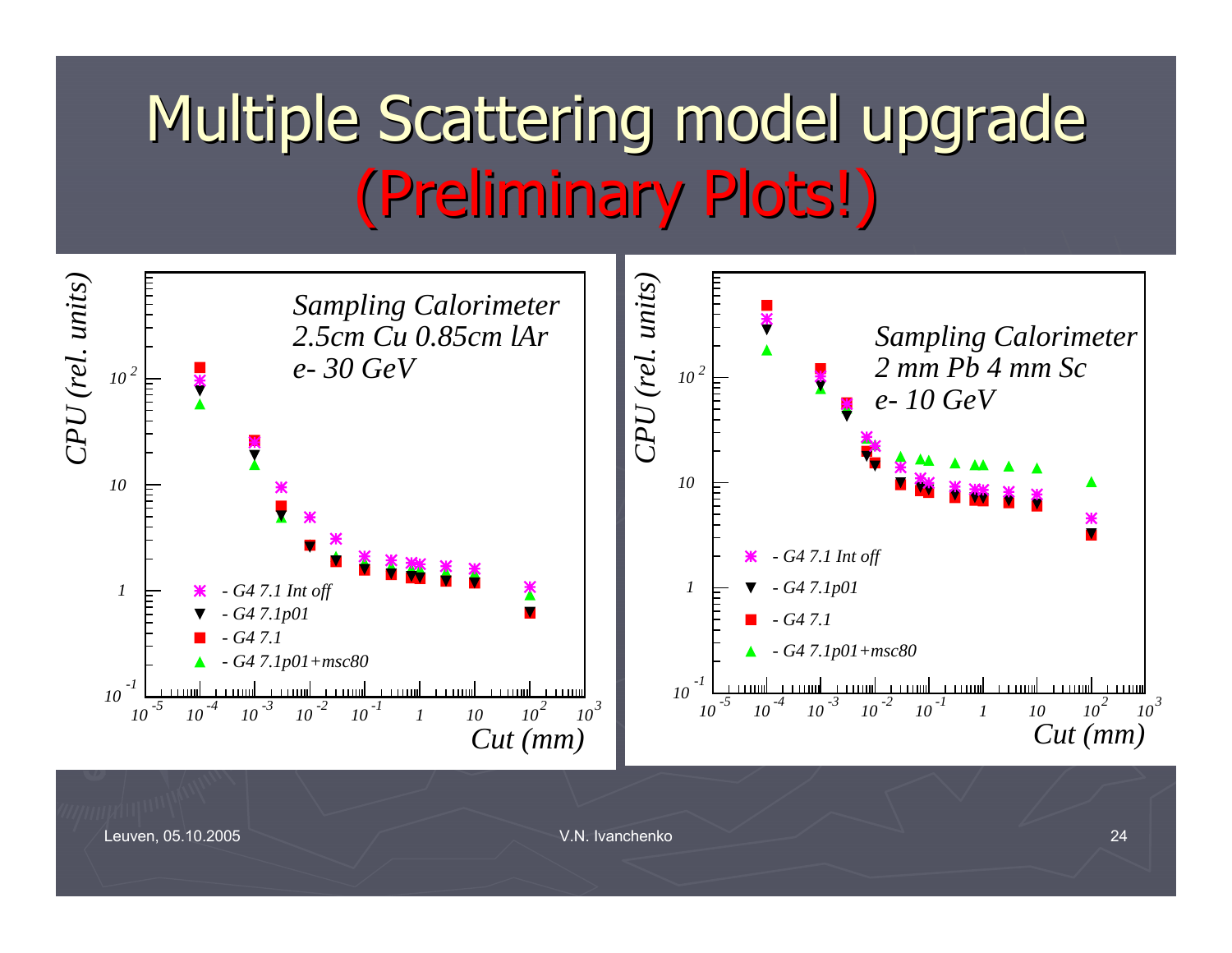# Multiple Scattering model upgrade (Preliminary Plots!)

*Sampling Calorimeter 2.5cm Cu 0.85cm lAr e- 30 GeV*

- G4 7.1 Int off
- G4 7.1p01
- G4 7.1
- G4 7.1p01+msc80

CPU (rel. units) vs. Cut (mm)

*Sampling Calorimeter 2 mm Pb 4 mm Sc e- 10 GeV*

- G4 7.1 Int off
- G4 7.1p01
- G4 7.1
- G4 7.1p01+msc80

CPU (rel. units) vs. Cut (mm)

Leuven, 05.10.2005 V.N. Ivanchenko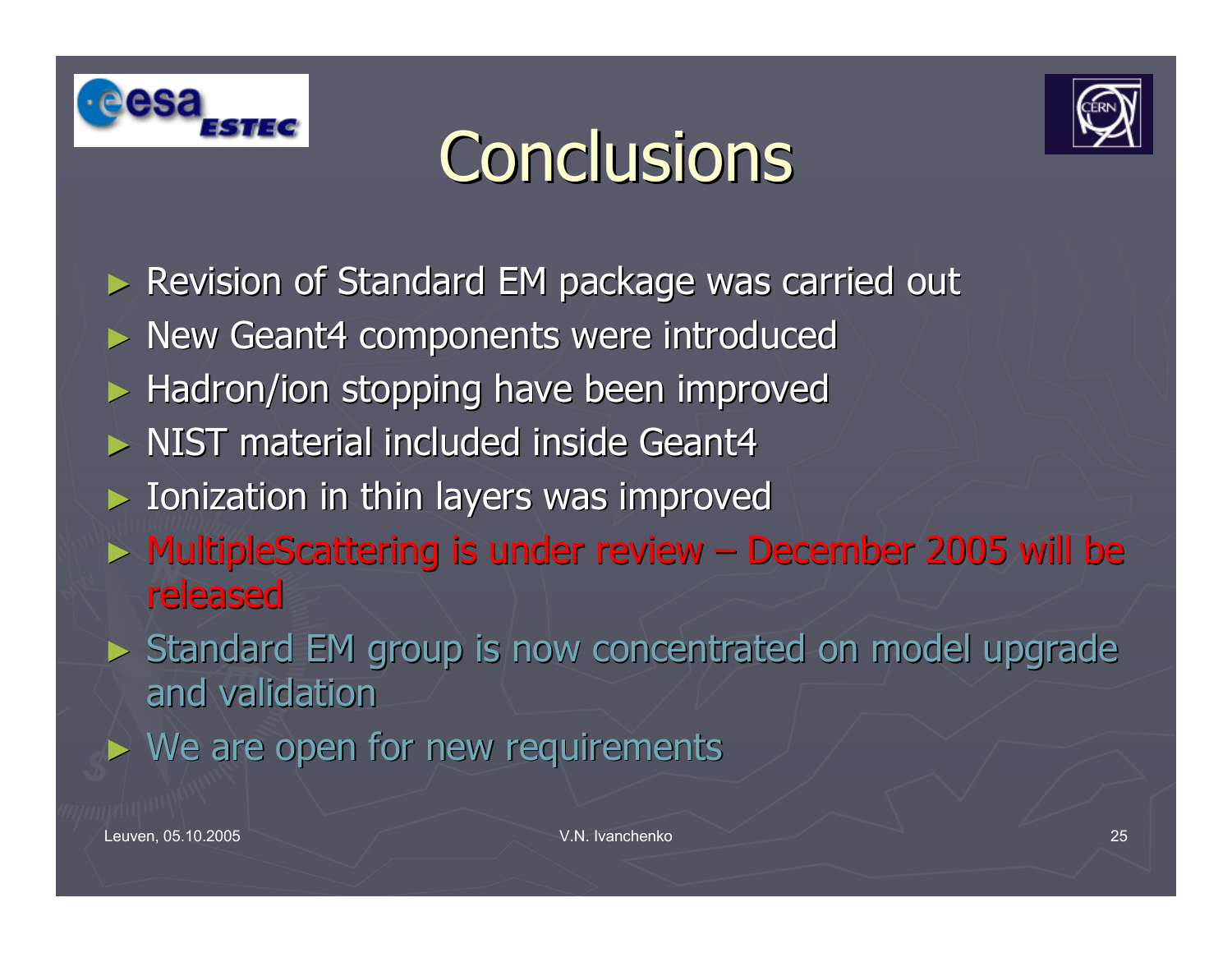# Conclusions

- Revision of Standard EM package was carried out
- New Geant4 components were introduced
- Hadron/ion stopping have been improved
- NIST material included inside Geant4
- Ionization in thin layers was improved
- MultipleScattering is under review – December 2005 will be released
- Standard EM group is now concentrated on model upgrade and validation
- We are open for new requirements